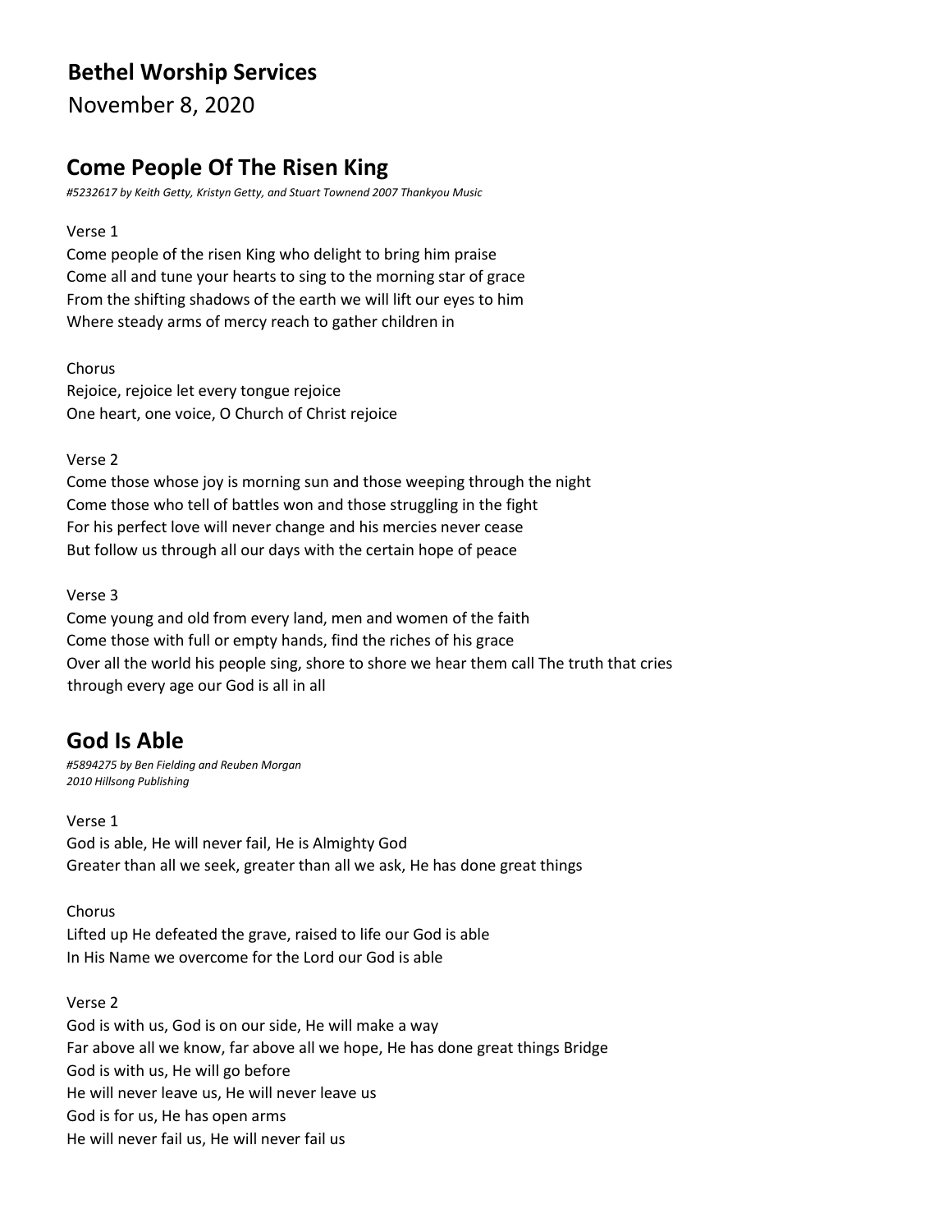# Bethel Worship Services

November 8, 2020

## Come People Of The Risen King

*#5232617 by Keith Getty, Kristyn Getty, and Stuart Townend 2007 Thankyou Music*

Verse 1
Come people of the risen King who delight to bring him praise
Come all and tune your hearts to sing to the morning star of grace
From the shifting shadows of the earth we will lift our eyes to him
Where steady arms of mercy reach to gather children in

Chorus
Rejoice, rejoice let every tongue rejoice
One heart, one voice, O Church of Christ rejoice

Verse 2
Come those whose joy is morning sun and those weeping through the night
Come those who tell of battles won and those struggling in the fight
For his perfect love will never change and his mercies never cease
But follow us through all our days with the certain hope of peace

Verse 3
Come young and old from every land, men and women of the faith
Come those with full or empty hands, find the riches of his grace
Over all the world his people sing, shore to shore we hear them call The truth that cries through every age our God is all in all

## God Is Able

*#5894275 by Ben Fielding and Reuben Morgan*
*2010 Hillsong Publishing*

Verse 1
God is able, He will never fail, He is Almighty God
Greater than all we seek, greater than all we ask, He has done great things

Chorus
Lifted up He defeated the grave, raised to life our God is able
In His Name we overcome for the Lord our God is able

Verse 2
God is with us, God is on our side, He will make a way
Far above all we know, far above all we hope, He has done great things Bridge
God is with us, He will go before
He will never leave us, He will never leave us
God is for us, He has open arms
He will never fail us, He will never fail us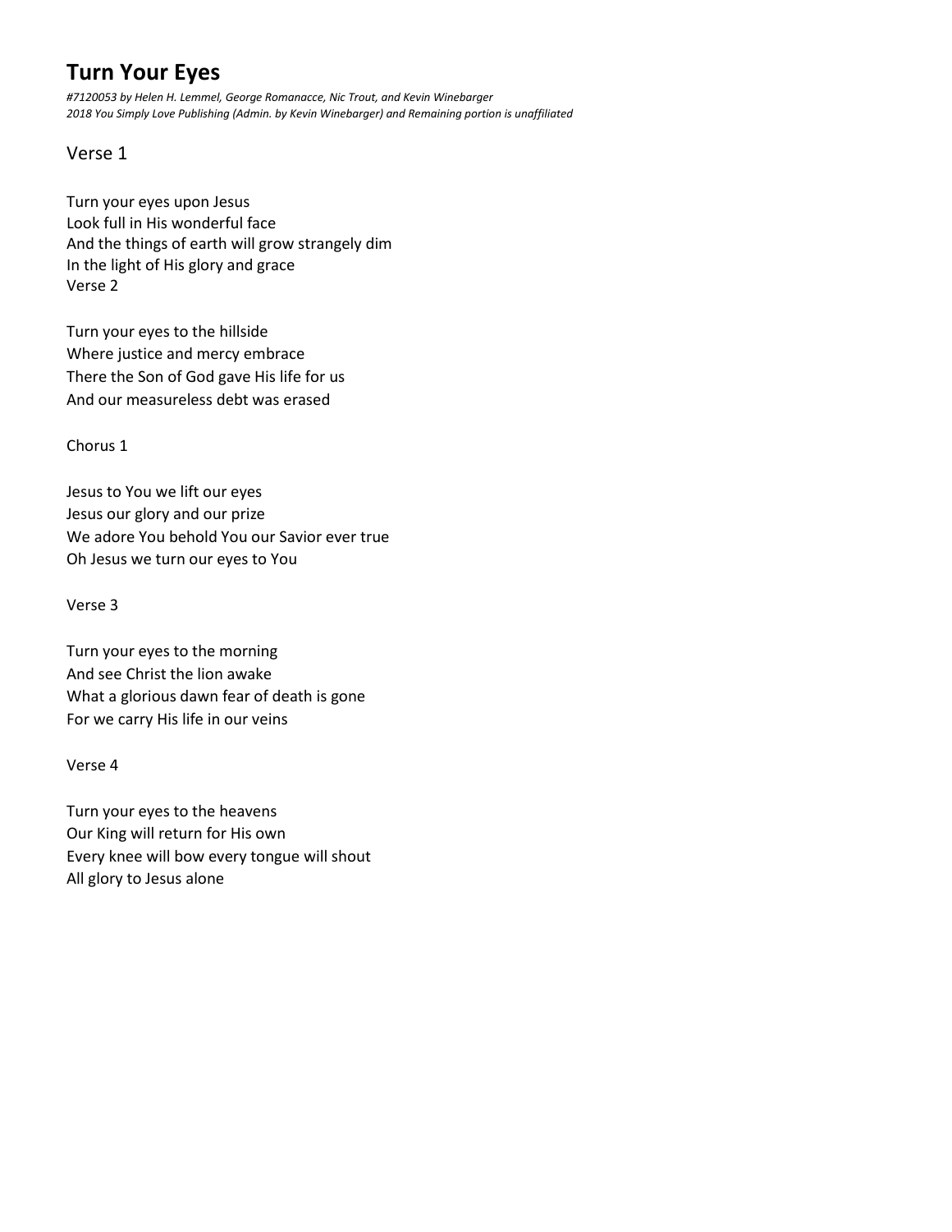# Turn Your Eyes

*#7120053 by Helen H. Lemmel, George Romanacce, Nic Trout, and Kevin Winebarger*
*2018 You Simply Love Publishing (Admin. by Kevin Winebarger) and Remaining portion is unaffiliated*

## Verse 1

Turn your eyes upon Jesus
Look full in His wonderful face
And the things of earth will grow strangely dim
In the light of His glory and grace
Verse 2

Turn your eyes to the hillside
Where justice and mercy embrace
There the Son of God gave His life for us
And our measureless debt was erased

Chorus 1

Jesus to You we lift our eyes
Jesus our glory and our prize
We adore You behold You our Savior ever true
Oh Jesus we turn our eyes to You

Verse 3

Turn your eyes to the morning
And see Christ the lion awake
What a glorious dawn fear of death is gone
For we carry His life in our veins

Verse 4

Turn your eyes to the heavens
Our King will return for His own
Every knee will bow every tongue will shout
All glory to Jesus alone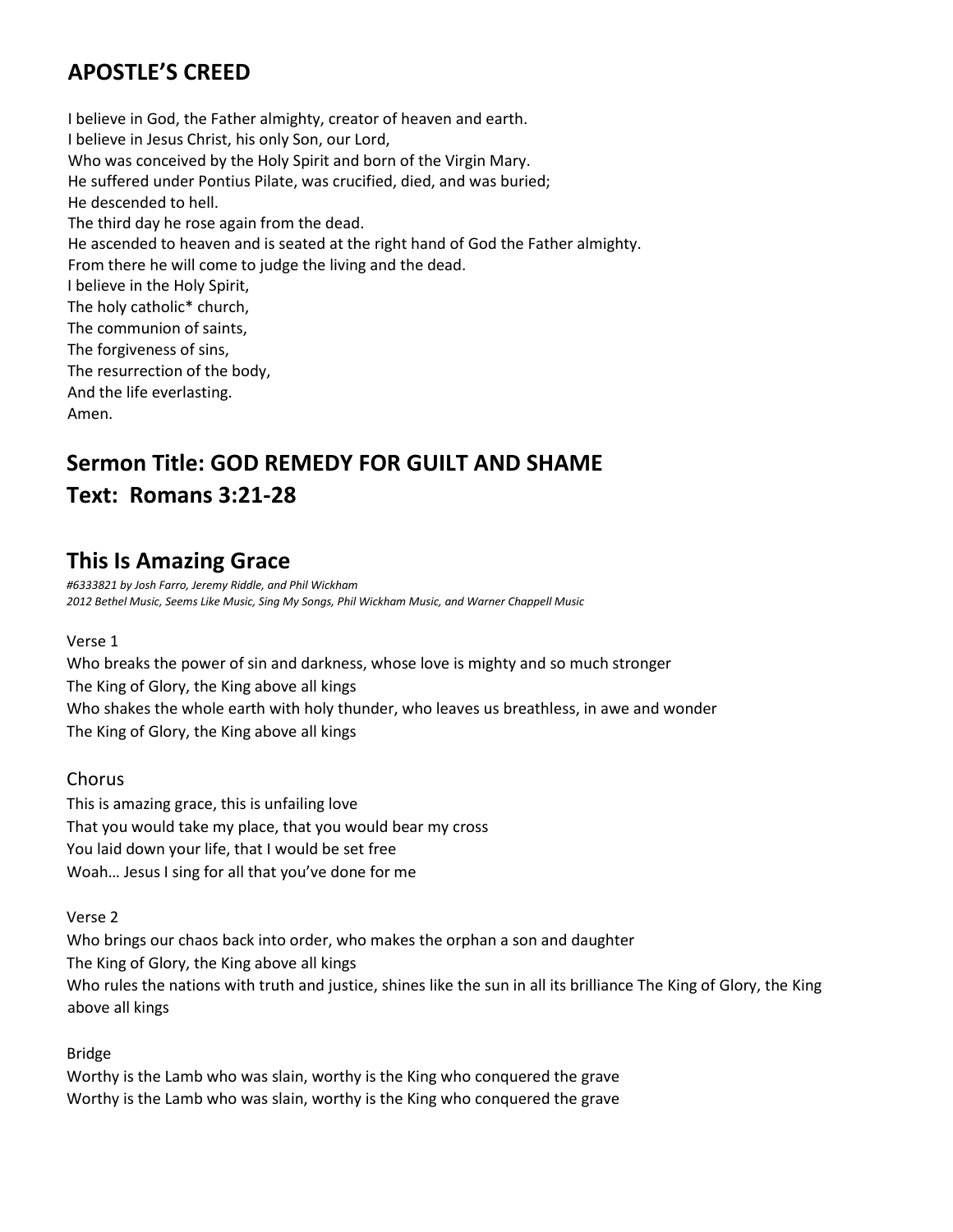## APOSTLE'S CREED

I believe in God, the Father almighty, creator of heaven and earth.
I believe in Jesus Christ, his only Son, our Lord,
Who was conceived by the Holy Spirit and born of the Virgin Mary.
He suffered under Pontius Pilate, was crucified, died, and was buried;
He descended to hell.
The third day he rose again from the dead.
He ascended to heaven and is seated at the right hand of God the Father almighty.
From there he will come to judge the living and the dead.
I believe in the Holy Spirit,
The holy catholic* church,
The communion of saints,
The forgiveness of sins,
The resurrection of the body,
And the life everlasting.
Amen.

## Sermon Title: GOD REMEDY FOR GUILT AND SHAME

## Text: Romans 3:21-28

## This Is Amazing Grace

*#6333821 by Josh Farro, Jeremy Riddle, and Phil Wickham*
*2012 Bethel Music, Seems Like Music, Sing My Songs, Phil Wickham Music, and Warner Chappell Music*

Verse 1
Who breaks the power of sin and darkness, whose love is mighty and so much stronger
The King of Glory, the King above all kings
Who shakes the whole earth with holy thunder, who leaves us breathless, in awe and wonder
The King of Glory, the King above all kings

Chorus
This is amazing grace, this is unfailing love
That you would take my place, that you would bear my cross
You laid down your life, that I would be set free
Woah… Jesus I sing for all that you've done for me

Verse 2
Who brings our chaos back into order, who makes the orphan a son and daughter
The King of Glory, the King above all kings
Who rules the nations with truth and justice, shines like the sun in all its brilliance The King of Glory, the King above all kings

Bridge
Worthy is the Lamb who was slain, worthy is the King who conquered the grave
Worthy is the Lamb who was slain, worthy is the King who conquered the grave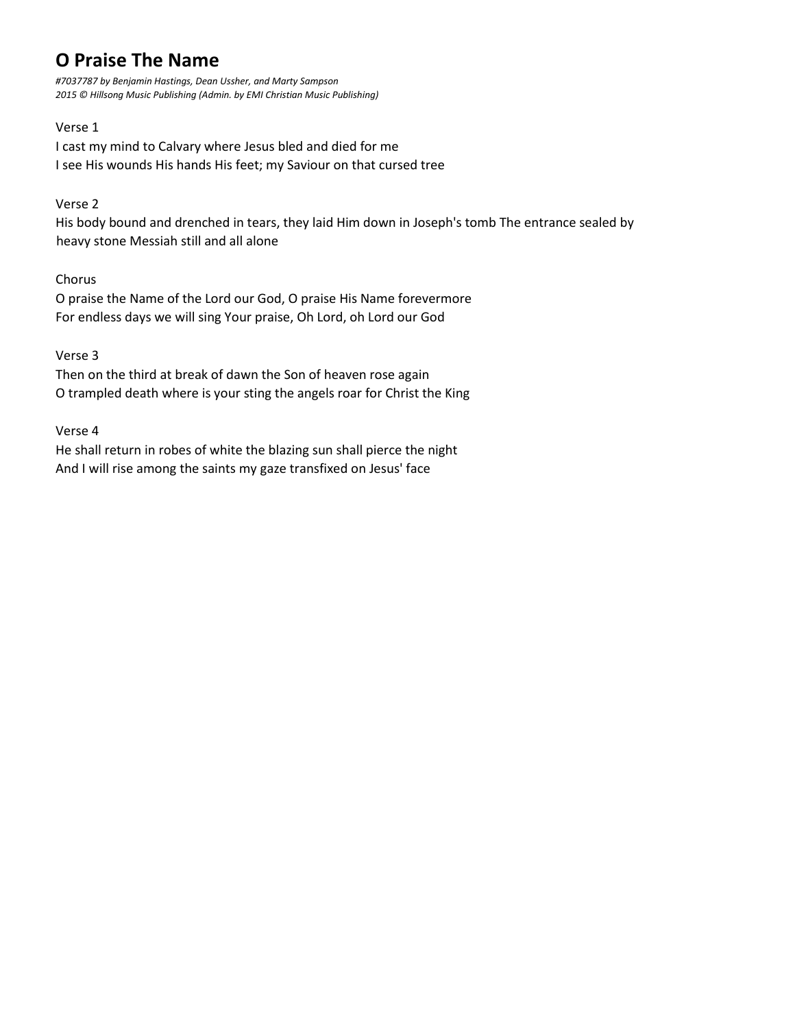# O Praise The Name

*#7037787 by Benjamin Hastings, Dean Ussher, and Marty Sampson*
*2015 © Hillsong Music Publishing (Admin. by EMI Christian Music Publishing)*

Verse 1
I cast my mind to Calvary where Jesus bled and died for me
I see His wounds His hands His feet; my Saviour on that cursed tree

Verse 2
His body bound and drenched in tears, they laid Him down in Joseph's tomb The entrance sealed by heavy stone Messiah still and all alone

Chorus
O praise the Name of the Lord our God, O praise His Name forevermore
For endless days we will sing Your praise, Oh Lord, oh Lord our God

Verse 3
Then on the third at break of dawn the Son of heaven rose again
O trampled death where is your sting the angels roar for Christ the King

Verse 4
He shall return in robes of white the blazing sun shall pierce the night
And I will rise among the saints my gaze transfixed on Jesus' face